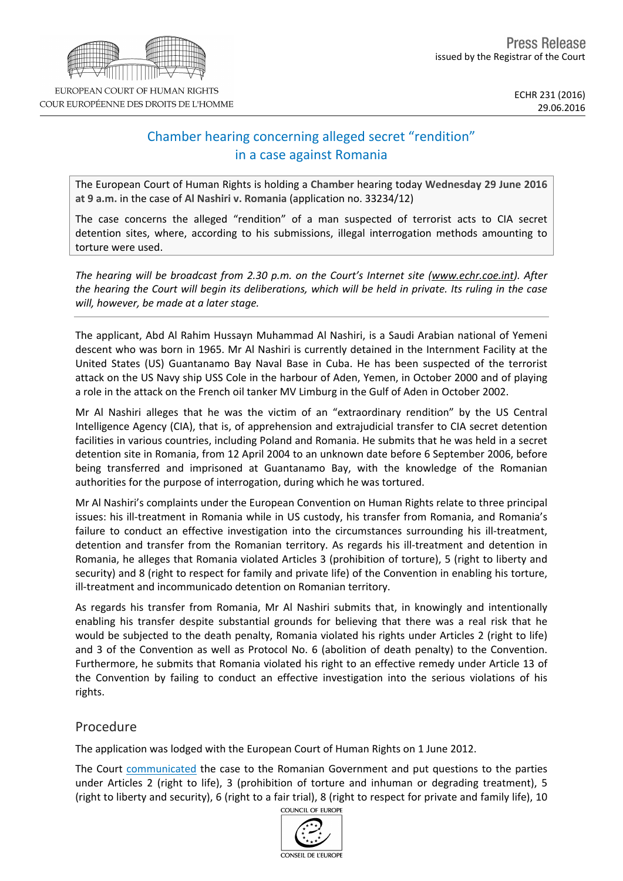EUROPEAN COURT OF HUMAN RIGHTS
COUR EUROPÉENNE DES DROITS DE L'HOMME

Press Release
issued by the Registrar of the Court

ECHR 231 (2016)
29.06.2016

# Chamber hearing concerning alleged secret "rendition" in a case against Romania

The European Court of Human Rights is holding a **Chamber** hearing today **Wednesday 29 June 2016 at 9 a.m.** in the case of **Al Nashiri v. Romania** (application no. 33234/12)

The case concerns the alleged "rendition" of a man suspected of terrorist acts to CIA secret detention sites, where, according to his submissions, illegal interrogation methods amounting to torture were used.

*The hearing will be broadcast from 2.30 p.m. on the Court's Internet site (www.echr.coe.int). After the hearing the Court will begin its deliberations, which will be held in private. Its ruling in the case will, however, be made at a later stage.*

---

The applicant, Abd Al Rahim Hussayn Muhammad Al Nashiri, is a Saudi Arabian national of Yemeni descent who was born in 1965. Mr Al Nashiri is currently detained in the Internment Facility at the United States (US) Guantanamo Bay Naval Base in Cuba. He has been suspected of the terrorist attack on the US Navy ship USS Cole in the harbour of Aden, Yemen, in October 2000 and of playing a role in the attack on the French oil tanker MV Limburg in the Gulf of Aden in October 2002.

Mr Al Nashiri alleges that he was the victim of an "extraordinary rendition" by the US Central Intelligence Agency (CIA), that is, of apprehension and extrajudicial transfer to CIA secret detention facilities in various countries, including Poland and Romania. He submits that he was held in a secret detention site in Romania, from 12 April 2004 to an unknown date before 6 September 2006, before being transferred and imprisoned at Guantanamo Bay, with the knowledge of the Romanian authorities for the purpose of interrogation, during which he was tortured.

Mr Al Nashiri's complaints under the European Convention on Human Rights relate to three principal issues: his ill-treatment in Romania while in US custody, his transfer from Romania, and Romania's failure to conduct an effective investigation into the circumstances surrounding his ill-treatment, detention and transfer from the Romanian territory. As regards his ill-treatment and detention in Romania, he alleges that Romania violated Articles 3 (prohibition of torture), 5 (right to liberty and security) and 8 (right to respect for family and private life) of the Convention in enabling his torture, ill-treatment and incommunicado detention on Romanian territory.

As regards his transfer from Romania, Mr Al Nashiri submits that, in knowingly and intentionally enabling his transfer despite substantial grounds for believing that there was a real risk that he would be subjected to the death penalty, Romania violated his rights under Articles 2 (right to life) and 3 of the Convention as well as Protocol No. 6 (abolition of death penalty) to the Convention. Furthermore, he submits that Romania violated his right to an effective remedy under Article 13 of the Convention by failing to conduct an effective investigation into the serious violations of his rights.

## Procedure

The application was lodged with the European Court of Human Rights on 1 June 2012.

The Court communicated the case to the Romanian Government and put questions to the parties under Articles 2 (right to life), 3 (prohibition of torture and inhuman or degrading treatment), 5 (right to liberty and security), 6 (right to a fair trial), 8 (right to respect for private and family life), 10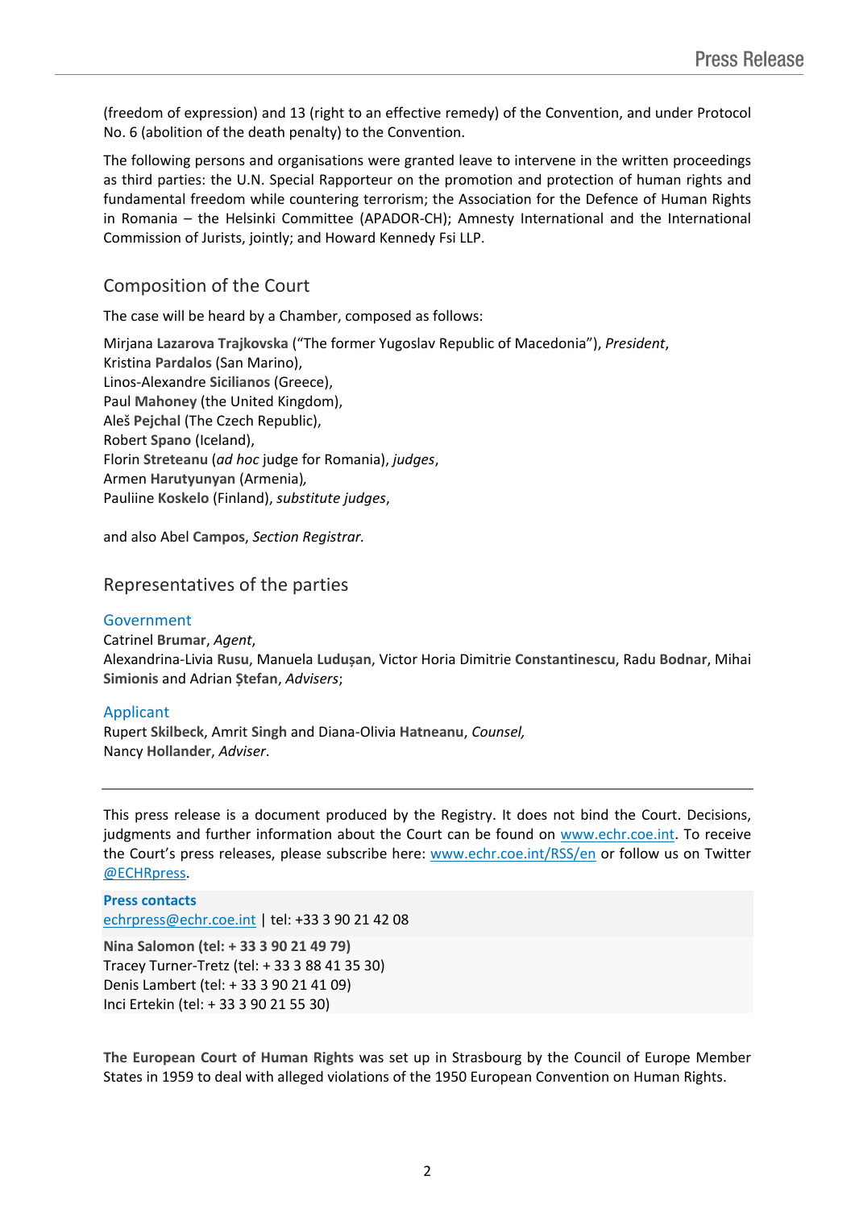(freedom of expression) and 13 (right to an effective remedy) of the Convention, and under Protocol No. 6 (abolition of the death penalty) to the Convention.

The following persons and organisations were granted leave to intervene in the written proceedings as third parties: the U.N. Special Rapporteur on the promotion and protection of human rights and fundamental freedom while countering terrorism; the Association for the Defence of Human Rights in Romania – the Helsinki Committee (APADOR-CH); Amnesty International and the International Commission of Jurists, jointly; and Howard Kennedy Fsi LLP.

## Composition of the Court

The case will be heard by a Chamber, composed as follows:

Mirjana **Lazarova Trajkovska** ("The former Yugoslav Republic of Macedonia"), *President*,
Kristina **Pardalos** (San Marino),
Linos-Alexandre **Sicilianos** (Greece),
Paul **Mahoney** (the United Kingdom),
Aleš **Pejchal** (The Czech Republic),
Robert **Spano** (Iceland),
Florin **Streteanu** (*ad hoc* judge for Romania), *judges*,
Armen **Harutyunyan** (Armenia),
Pauliine **Koskelo** (Finland), *substitute judges*,

and also Abel **Campos**, *Section Registrar.*

## Representatives of the parties

### Government

Catrinel **Brumar**, *Agent*,
Alexandrina-Livia **Rusu**, Manuela **Luduşan**, Victor Horia Dimitrie **Constantinescu**, Radu **Bodnar**, Mihai **Simionis** and Adrian **Ştefan**, *Advisers*;

### Applicant

Rupert **Skilbeck**, Amrit **Singh** and Diana-Olivia **Hatneanu**, *Counsel,*
Nancy **Hollander**, *Adviser*.

---

This press release is a document produced by the Registry. It does not bind the Court. Decisions, judgments and further information about the Court can be found on www.echr.coe.int. To receive the Court's press releases, please subscribe here: www.echr.coe.int/RSS/en or follow us on Twitter @ECHRpress.

**Press contacts**
echrpress@echr.coe.int | tel: +33 3 90 21 42 08

**Nina Salomon (tel: + 33 3 90 21 49 79)**
Tracey Turner-Tretz (tel: + 33 3 88 41 35 30)
Denis Lambert (tel: + 33 3 90 21 41 09)
Inci Ertekin (tel: + 33 3 90 21 55 30)

**The European Court of Human Rights** was set up in Strasbourg by the Council of Europe Member States in 1959 to deal with alleged violations of the 1950 European Convention on Human Rights.